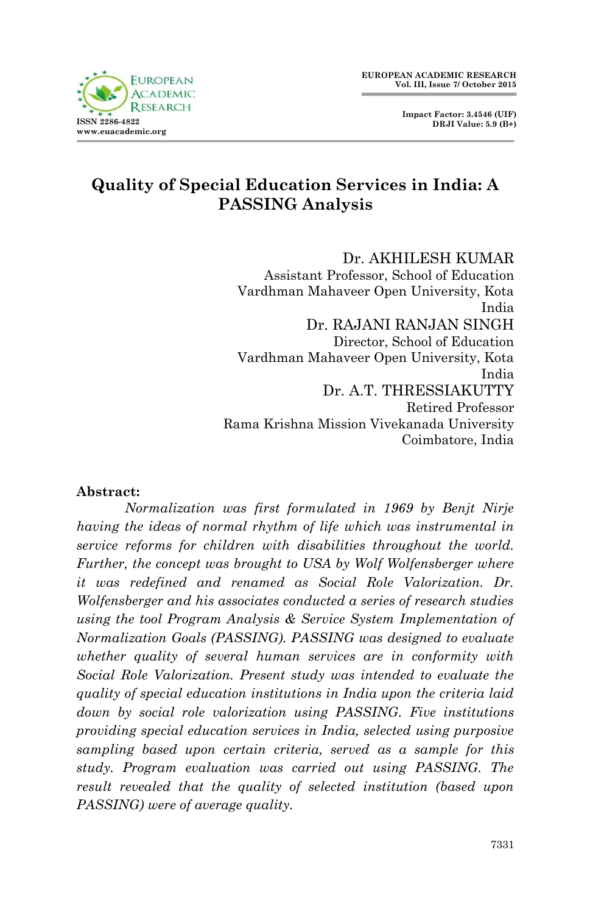# Quality of Special Education Services in India: A PASSING Analysis

**Dr. AKHILESH KUMAR**
Assistant Professor, School of Education
Vardhman Mahaveer Open University, Kota
India

**Dr. RAJANI RANJAN SINGH**
Director, School of Education
Vardhman Mahaveer Open University, Kota
India

**Dr. A.T. THRESSIAKUTTY**
Retired Professor
Rama Krishna Mission Vivekanada University
Coimbatore, India

**Abstract:**

*Normalization was first formulated in 1969 by Benjt Nirje having the ideas of normal rhythm of life which was instrumental in service reforms for children with disabilities throughout the world. Further, the concept was brought to USA by Wolf Wolfensberger where it was redefined and renamed as Social Role Valorization. Dr. Wolfensberger and his associates conducted a series of research studies using the tool Program Analysis & Service System Implementation of Normalization Goals (PASSING). PASSING was designed to evaluate whether quality of several human services are in conformity with Social Role Valorization. Present study was intended to evaluate the quality of special education institutions in India upon the criteria laid down by social role valorization using PASSING. Five institutions providing special education services in India, selected using purposive sampling based upon certain criteria, served as a sample for this study. Program evaluation was carried out using PASSING. The result revealed that the quality of selected institution (based upon PASSING) were of average quality.*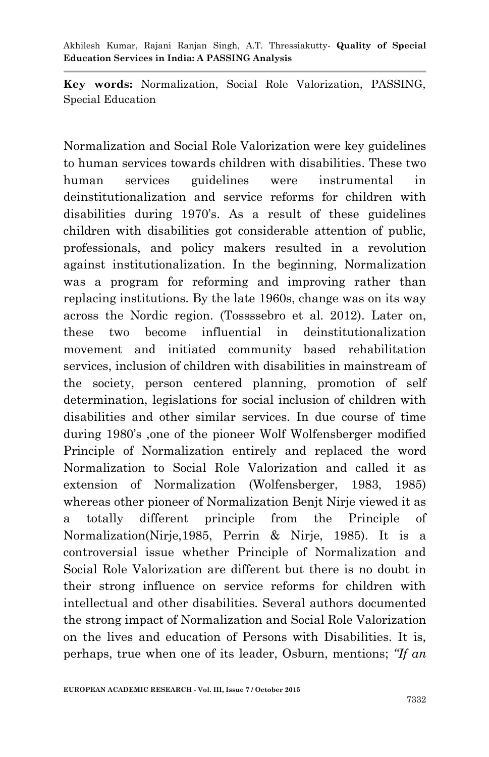**Key words:** Normalization, Social Role Valorization, PASSING, Special Education

Normalization and Social Role Valorization were key guidelines to human services towards children with disabilities. These two human services guidelines were instrumental in deinstitutionalization and service reforms for children with disabilities during 1970's. As a result of these guidelines children with disabilities got considerable attention of public, professionals, and policy makers resulted in a revolution against institutionalization. In the beginning, Normalization was a program for reforming and improving rather than replacing institutions. By the late 1960s, change was on its way across the Nordic region. (Tossssebro et al. 2012). Later on, these two become influential in deinstitutionalization movement and initiated community based rehabilitation services, inclusion of children with disabilities in mainstream of the society, person centered planning, promotion of self determination, legislations for social inclusion of children with disabilities and other similar services. In due course of time during 1980's ,one of the pioneer Wolf Wolfensberger modified Principle of Normalization entirely and replaced the word Normalization to Social Role Valorization and called it as extension of Normalization (Wolfensberger, 1983, 1985) whereas other pioneer of Normalization Benjt Nirje viewed it as a totally different principle from the Principle of Normalization(Nirje,1985, Perrin & Nirje, 1985). It is a controversial issue whether Principle of Normalization and Social Role Valorization are different but there is no doubt in their strong influence on service reforms for children with intellectual and other disabilities. Several authors documented the strong impact of Normalization and Social Role Valorization on the lives and education of Persons with Disabilities. It is, perhaps, true when one of its leader, Osburn, mentions; *"If an*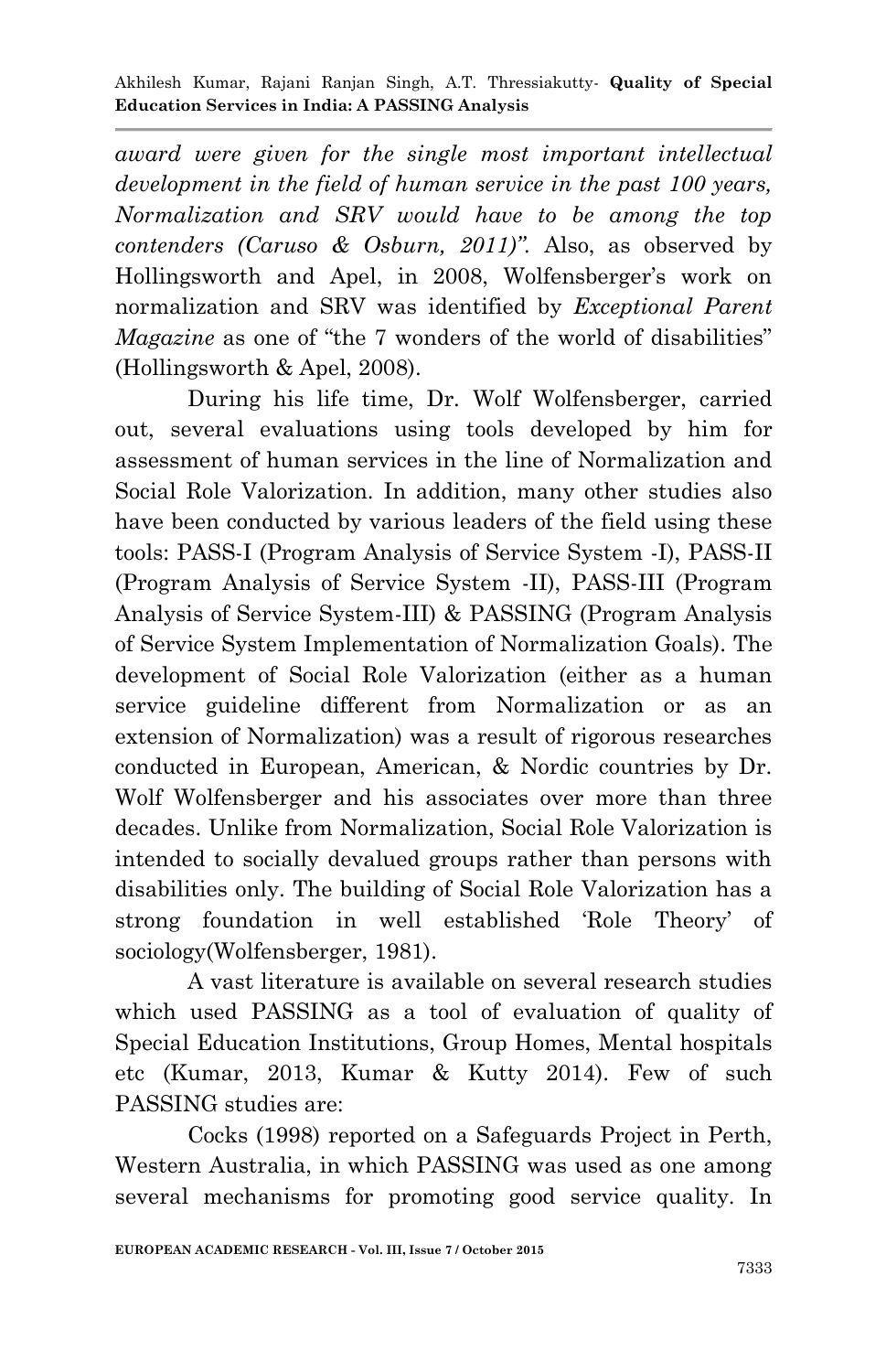*award were given for the single most important intellectual development in the field of human service in the past 100 years, Normalization and SRV would have to be among the top contenders (Caruso & Osburn, 2011)".* Also, as observed by Hollingsworth and Apel, in 2008, Wolfensberger's work on normalization and SRV was identified by *Exceptional Parent Magazine* as one of "the 7 wonders of the world of disabilities" (Hollingsworth & Apel, 2008).

During his life time, Dr. Wolf Wolfensberger, carried out, several evaluations using tools developed by him for assessment of human services in the line of Normalization and Social Role Valorization. In addition, many other studies also have been conducted by various leaders of the field using these tools: PASS-I (Program Analysis of Service System -I), PASS-II (Program Analysis of Service System -II), PASS-III (Program Analysis of Service System-III) & PASSING (Program Analysis of Service System Implementation of Normalization Goals). The development of Social Role Valorization (either as a human service guideline different from Normalization or as an extension of Normalization) was a result of rigorous researches conducted in European, American, & Nordic countries by Dr. Wolf Wolfensberger and his associates over more than three decades. Unlike from Normalization, Social Role Valorization is intended to socially devalued groups rather than persons with disabilities only. The building of Social Role Valorization has a strong foundation in well established 'Role Theory' of sociology(Wolfensberger, 1981).

A vast literature is available on several research studies which used PASSING as a tool of evaluation of quality of Special Education Institutions, Group Homes, Mental hospitals etc (Kumar, 2013, Kumar & Kutty 2014). Few of such PASSING studies are:

Cocks (1998) reported on a Safeguards Project in Perth, Western Australia, in which PASSING was used as one among several mechanisms for promoting good service quality. In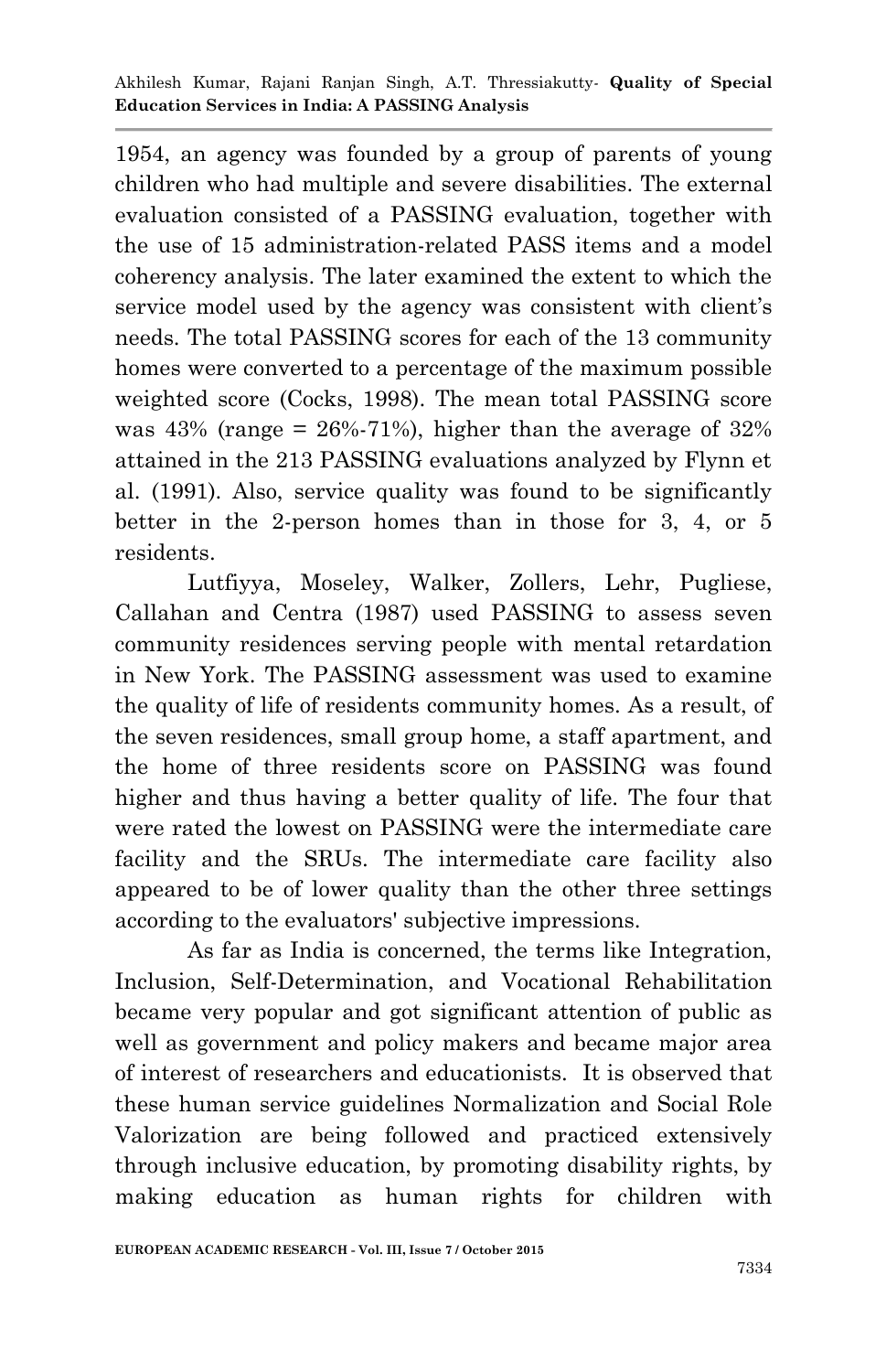1954, an agency was founded by a group of parents of young children who had multiple and severe disabilities. The external evaluation consisted of a PASSING evaluation, together with the use of 15 administration-related PASS items and a model coherency analysis. The later examined the extent to which the service model used by the agency was consistent with client's needs. The total PASSING scores for each of the 13 community homes were converted to a percentage of the maximum possible weighted score (Cocks, 1998). The mean total PASSING score was 43% (range = 26%-71%), higher than the average of 32% attained in the 213 PASSING evaluations analyzed by Flynn et al. (1991). Also, service quality was found to be significantly better in the 2-person homes than in those for 3, 4, or 5 residents.

Lutfiyya, Moseley, Walker, Zollers, Lehr, Pugliese, Callahan and Centra (1987) used PASSING to assess seven community residences serving people with mental retardation in New York. The PASSING assessment was used to examine the quality of life of residents community homes. As a result, of the seven residences, small group home, a staff apartment, and the home of three residents score on PASSING was found higher and thus having a better quality of life. The four that were rated the lowest on PASSING were the intermediate care facility and the SRUs. The intermediate care facility also appeared to be of lower quality than the other three settings according to the evaluators' subjective impressions.

As far as India is concerned, the terms like Integration, Inclusion, Self-Determination, and Vocational Rehabilitation became very popular and got significant attention of public as well as government and policy makers and became major area of interest of researchers and educationists. It is observed that these human service guidelines Normalization and Social Role Valorization are being followed and practiced extensively through inclusive education, by promoting disability rights, by making education as human rights for children with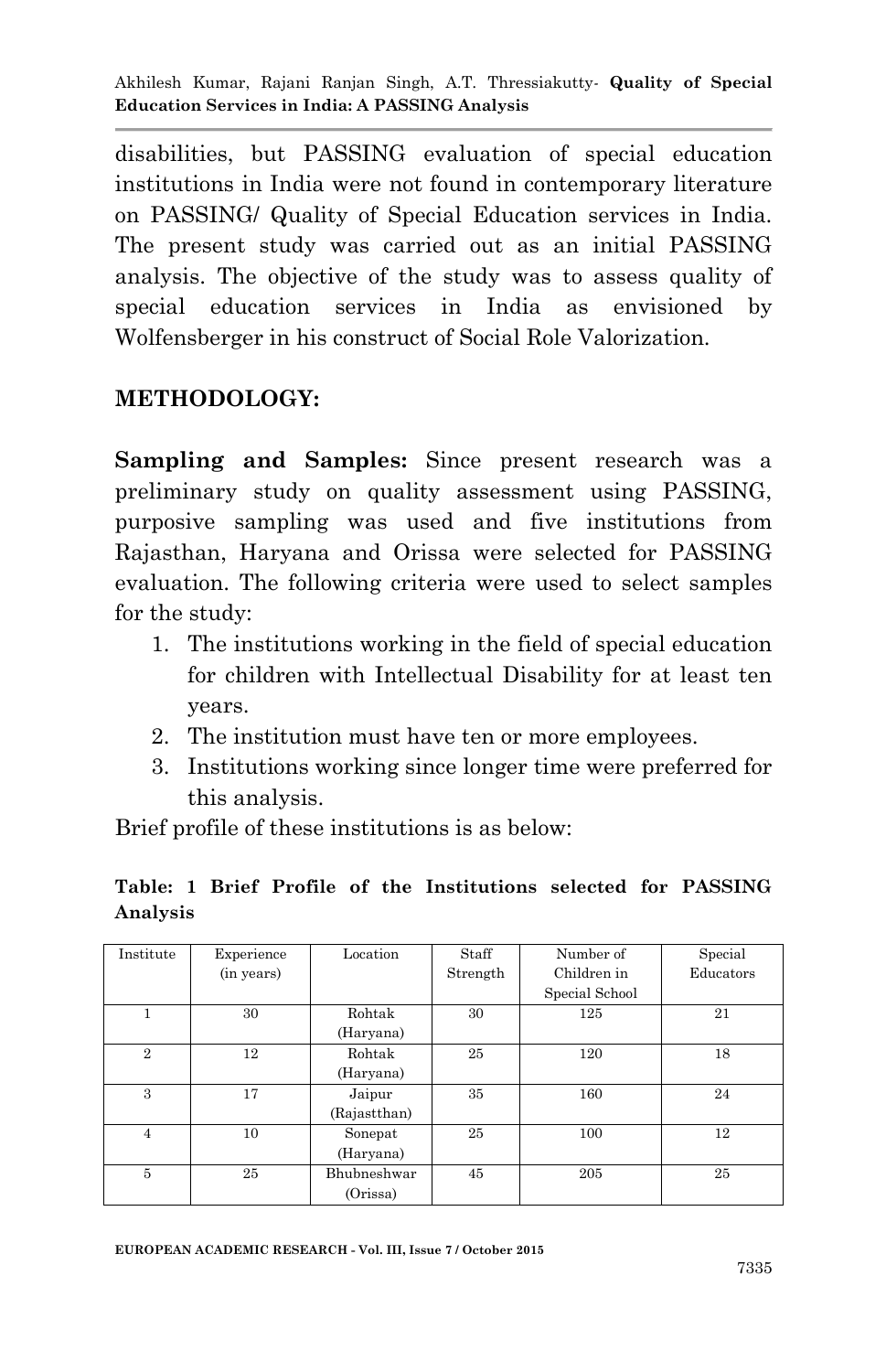disabilities, but PASSING evaluation of special education institutions in India were not found in contemporary literature on PASSING/ Quality of Special Education services in India. The present study was carried out as an initial PASSING analysis. The objective of the study was to assess quality of special education services in India as envisioned by Wolfensberger in his construct of Social Role Valorization.

## METHODOLOGY:

**Sampling and Samples:** Since present research was a preliminary study on quality assessment using PASSING, purposive sampling was used and five institutions from Rajasthan, Haryana and Orissa were selected for PASSING evaluation. The following criteria were used to select samples for the study:

1. The institutions working in the field of special education for children with Intellectual Disability for at least ten years.
2. The institution must have ten or more employees.
3. Institutions working since longer time were preferred for this analysis.

Brief profile of these institutions is as below:

**Table: 1 Brief Profile of the Institutions selected for PASSING Analysis**

| Institute | Experience (in years) | Location | Staff Strength | Number of Children in Special School | Special Educators |
|---|---|---|---|---|---|
| 1 | 30 | Rohtak (Haryana) | 30 | 125 | 21 |
| 2 | 12 | Rohtak (Haryana) | 25 | 120 | 18 |
| 3 | 17 | Jaipur (Rajastthan) | 35 | 160 | 24 |
| 4 | 10 | Sonepat (Haryana) | 25 | 100 | 12 |
| 5 | 25 | Bhubneshwar (Orissa) | 45 | 205 | 25 |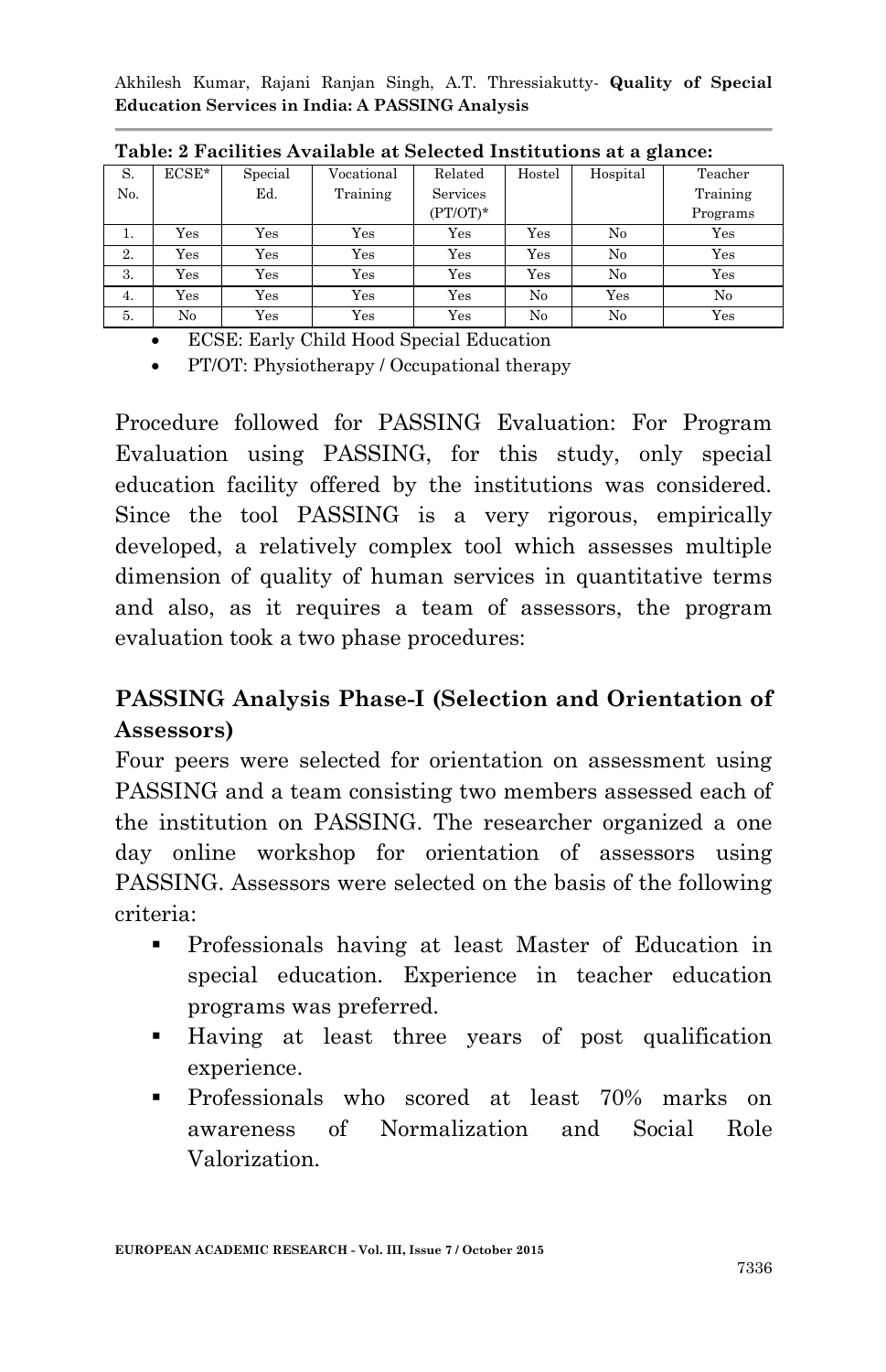**Table: 2 Facilities Available at Selected Institutions at a glance:**

| S. No. | ECSE* | Special Ed. | Vocational Training | Related Services (PT/OT)* | Hostel | Hospital | Teacher Training Programs |
|---|---|---|---|---|---|---|---|
| 1. | Yes | Yes | Yes | Yes | Yes | No | Yes |
| 2. | Yes | Yes | Yes | Yes | Yes | No | Yes |
| 3. | Yes | Yes | Yes | Yes | Yes | No | Yes |
| 4. | Yes | Yes | Yes | Yes | No | Yes | No |
| 5. | No | Yes | Yes | Yes | No | No | Yes |

- ECSE: Early Child Hood Special Education
- PT/OT: Physiotherapy / Occupational therapy

Procedure followed for PASSING Evaluation: For Program Evaluation using PASSING, for this study, only special education facility offered by the institutions was considered. Since the tool PASSING is a very rigorous, empirically developed, a relatively complex tool which assesses multiple dimension of quality of human services in quantitative terms and also, as it requires a team of assessors, the program evaluation took a two phase procedures:

## PASSING Analysis Phase-I (Selection and Orientation of Assessors)

Four peers were selected for orientation on assessment using PASSING and a team consisting two members assessed each of the institution on PASSING. The researcher organized a one day online workshop for orientation of assessors using PASSING. Assessors were selected on the basis of the following criteria:

- Professionals having at least Master of Education in special education. Experience in teacher education programs was preferred.
- Having at least three years of post qualification experience.
- Professionals who scored at least 70% marks on awareness of Normalization and Social Role Valorization.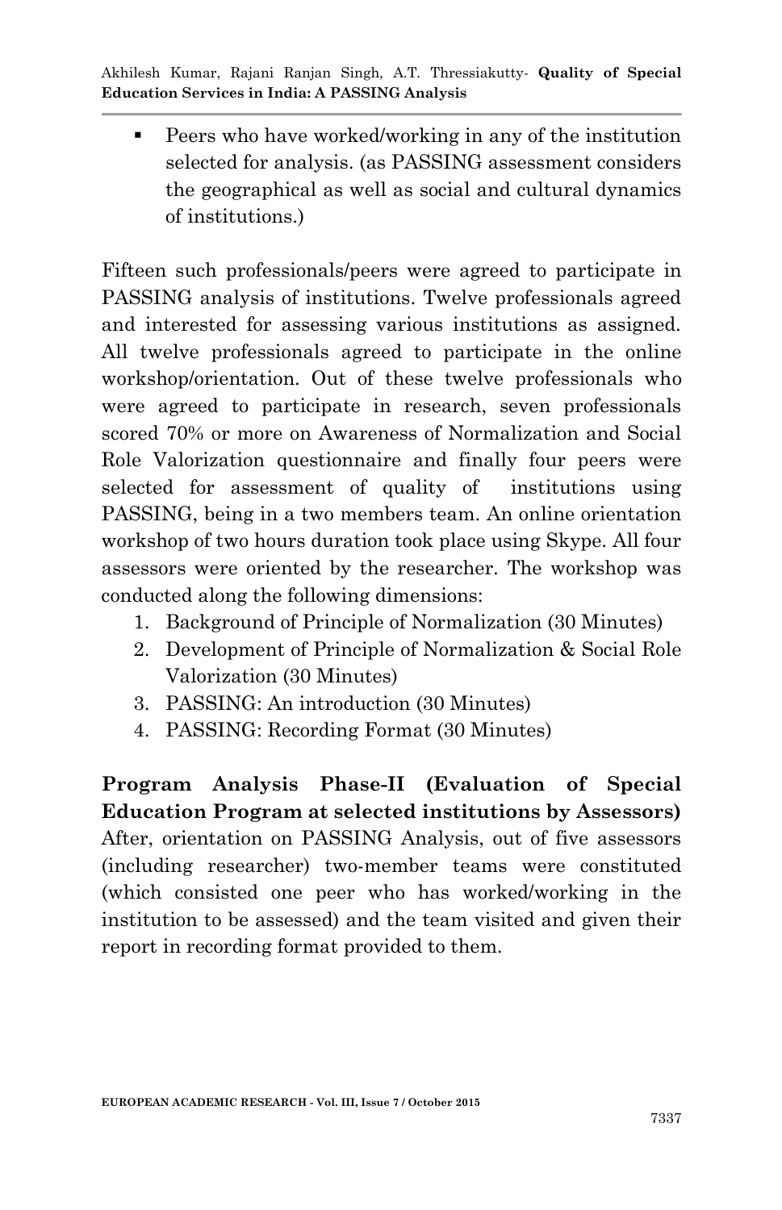- Peers who have worked/working in any of the institution selected for analysis. (as PASSING assessment considers the geographical as well as social and cultural dynamics of institutions.)

Fifteen such professionals/peers were agreed to participate in PASSING analysis of institutions. Twelve professionals agreed and interested for assessing various institutions as assigned. All twelve professionals agreed to participate in the online workshop/orientation. Out of these twelve professionals who were agreed to participate in research, seven professionals scored 70% or more on Awareness of Normalization and Social Role Valorization questionnaire and finally four peers were selected for assessment of quality of institutions using PASSING, being in a two members team. An online orientation workshop of two hours duration took place using Skype. All four assessors were oriented by the researcher. The workshop was conducted along the following dimensions:

1. Background of Principle of Normalization (30 Minutes)
2. Development of Principle of Normalization & Social Role Valorization (30 Minutes)
3. PASSING: An introduction (30 Minutes)
4. PASSING: Recording Format (30 Minutes)

**Program Analysis Phase-II (Evaluation of Special Education Program at selected institutions by Assessors)**

After, orientation on PASSING Analysis, out of five assessors (including researcher) two-member teams were constituted (which consisted one peer who has worked/working in the institution to be assessed) and the team visited and given their report in recording format provided to them.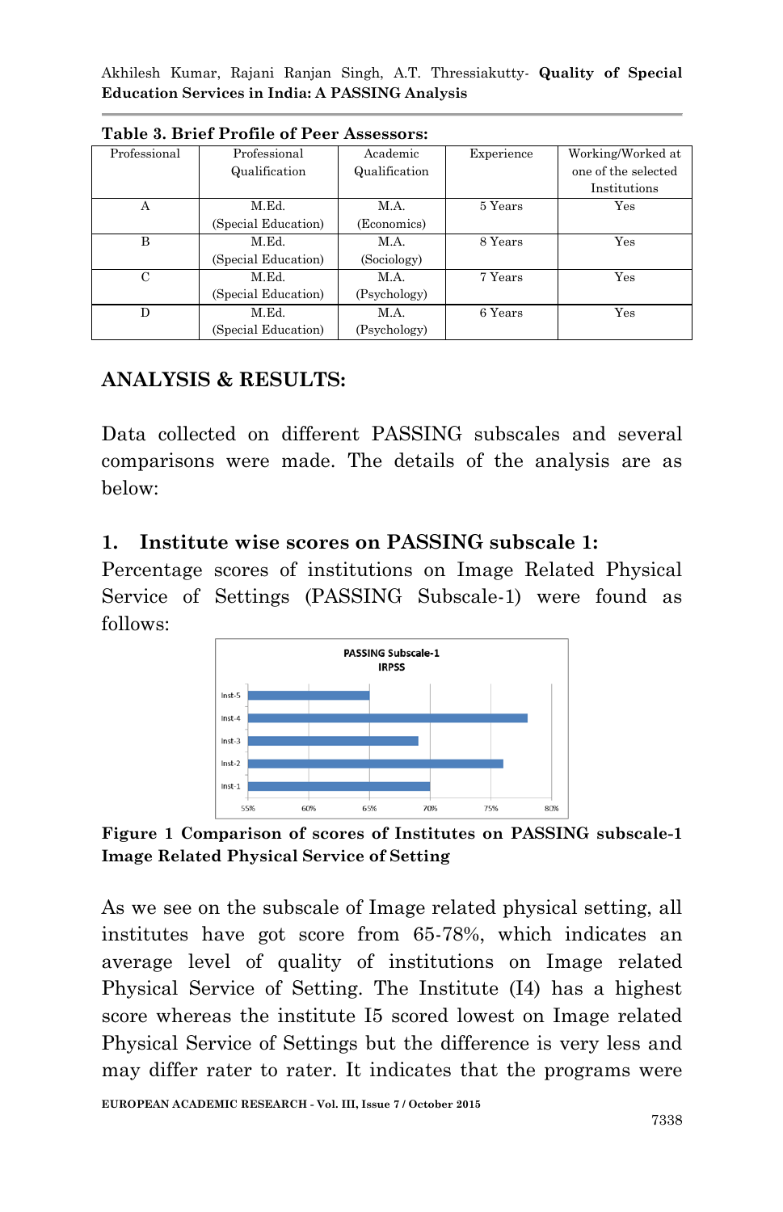**Table 3. Brief Profile of Peer Assessors:**

| Professional | Professional Qualification | Academic Qualification | Experience | Working/Worked at one of the selected Institutions |
|---|---|---|---|---|
| A | M.Ed. (Special Education) | M.A. (Economics) | 5 Years | Yes |
| B | M.Ed. (Special Education) | M.A. (Sociology) | 8 Years | Yes |
| C | M.Ed. (Special Education) | M.A. (Psychology) | 7 Years | Yes |
| D | M.Ed. (Special Education) | M.A. (Psychology) | 6 Years | Yes |

## ANALYSIS & RESULTS:

Data collected on different PASSING subscales and several comparisons were made. The details of the analysis are as below:

### 1. Institute wise scores on PASSING subscale 1:

Percentage scores of institutions on Image Related Physical Service of Settings (PASSING Subscale-1) were found as follows:

**Figure 1 Comparison of scores of Institutes on PASSING subscale-1 Image Related Physical Service of Setting**

As we see on the subscale of Image related physical setting, all institutes have got score from 65-78%, which indicates an average level of quality of institutions on Image related Physical Service of Setting. The Institute (I4) has a highest score whereas the institute I5 scored lowest on Image related Physical Service of Settings but the difference is very less and may differ rater to rater. It indicates that the programs were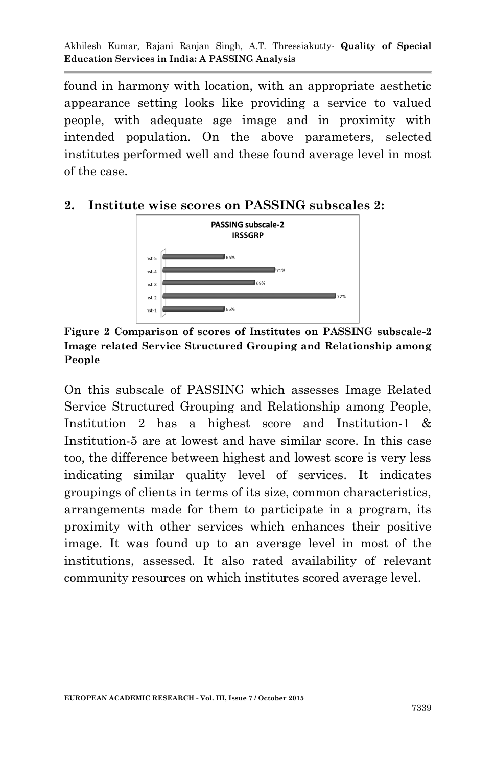found in harmony with location, with an appropriate aesthetic appearance setting looks like providing a service to valued people, with adequate age image and in proximity with intended population. On the above parameters, selected institutes performed well and these found average level in most of the case.

## 2. Institute wise scores on PASSING subscales 2:

**Figure 2 Comparison of scores of Institutes on PASSING subscale-2 Image related Service Structured Grouping and Relationship among People**

On this subscale of PASSING which assesses Image Related Service Structured Grouping and Relationship among People, Institution 2 has a highest score and Institution-1 & Institution-5 are at lowest and have similar score. In this case too, the difference between highest and lowest score is very less indicating similar quality level of services. It indicates groupings of clients in terms of its size, common characteristics, arrangements made for them to participate in a program, its proximity with other services which enhances their positive image. It was found up to an average level in most of the institutions, assessed. It also rated availability of relevant community resources on which institutes scored average level.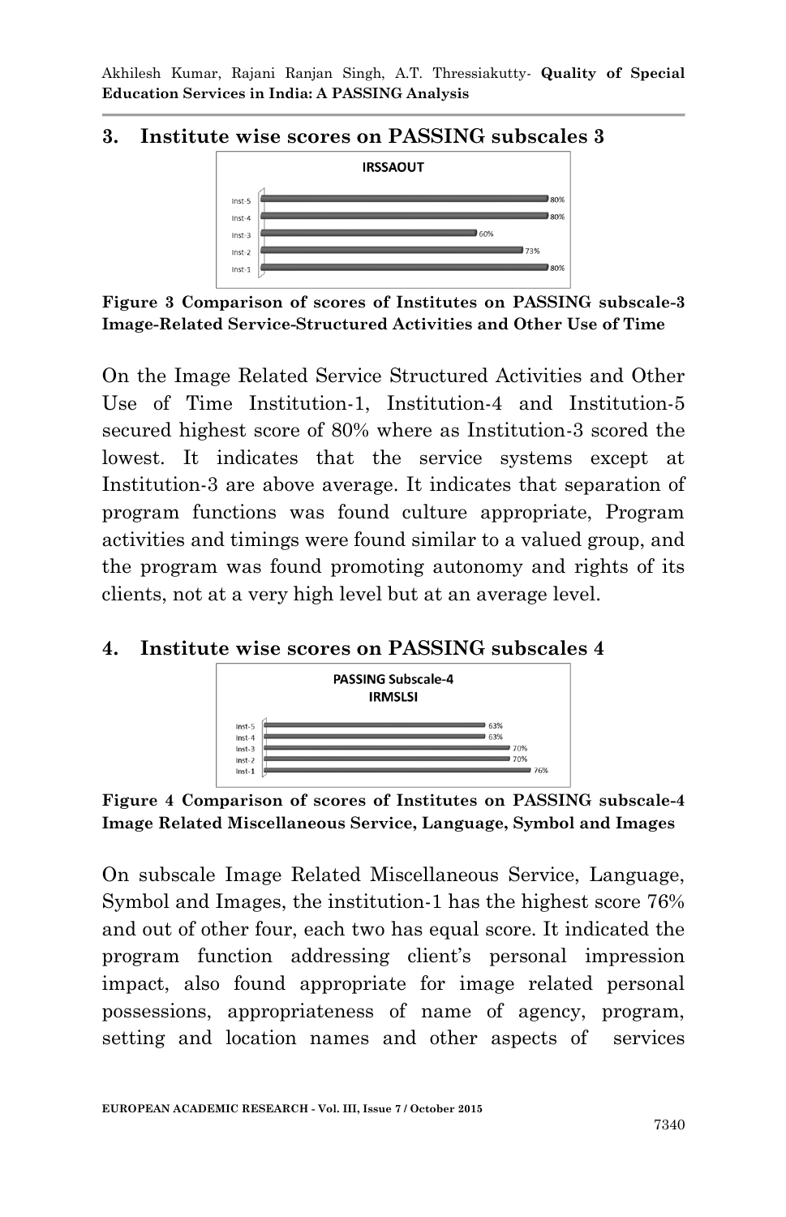## 3. Institute wise scores on PASSING subscales 3

**Figure 3 Comparison of scores of Institutes on PASSING subscale-3 Image-Related Service-Structured Activities and Other Use of Time**

On the Image Related Service Structured Activities and Other Use of Time Institution-1, Institution-4 and Institution-5 secured highest score of 80% where as Institution-3 scored the lowest. It indicates that the service systems except at Institution-3 are above average. It indicates that separation of program functions was found culture appropriate, Program activities and timings were found similar to a valued group, and the program was found promoting autonomy and rights of its clients, not at a very high level but at an average level.

## 4. Institute wise scores on PASSING subscales 4

**Figure 4 Comparison of scores of Institutes on PASSING subscale-4 Image Related Miscellaneous Service, Language, Symbol and Images**

On subscale Image Related Miscellaneous Service, Language, Symbol and Images, the institution-1 has the highest score 76% and out of other four, each two has equal score. It indicated the program function addressing client's personal impression impact, also found appropriate for image related personal possessions, appropriateness of name of agency, program, setting and location names and other aspects of services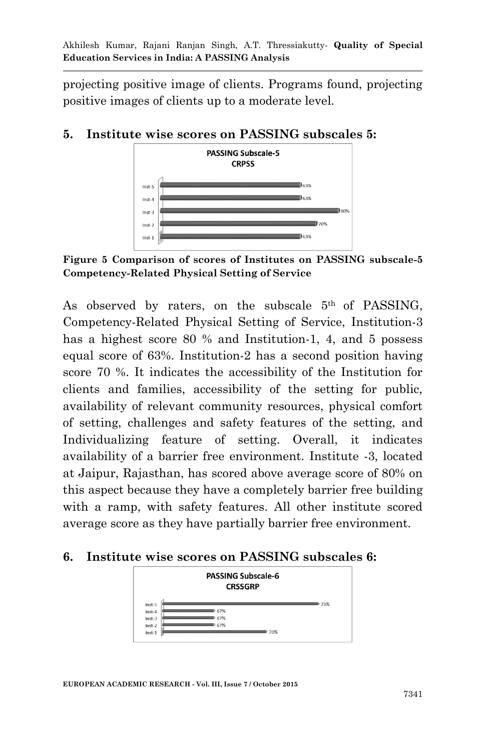projecting positive image of clients. Programs found, projecting positive images of clients up to a moderate level.

## 5. Institute wise scores on PASSING subscales 5:

**Figure 5 Comparison of scores of Institutes on PASSING subscale-5 Competency-Related Physical Setting of Service**

As observed by raters, on the subscale 5th of PASSING, Competency-Related Physical Setting of Service, Institution-3 has a highest score 80 % and Institution-1, 4, and 5 possess equal score of 63%. Institution-2 has a second position having score 70 %. It indicates the accessibility of the Institution for clients and families, accessibility of the setting for public, availability of relevant community resources, physical comfort of setting, challenges and safety features of the setting, and Individualizing feature of setting. Overall, it indicates availability of a barrier free environment. Institute -3, located at Jaipur, Rajasthan, has scored above average score of 80% on this aspect because they have a completely barrier free building with a ramp, with safety features. All other institute scored average score as they have partially barrier free environment.

## 6. Institute wise scores on PASSING subscales 6: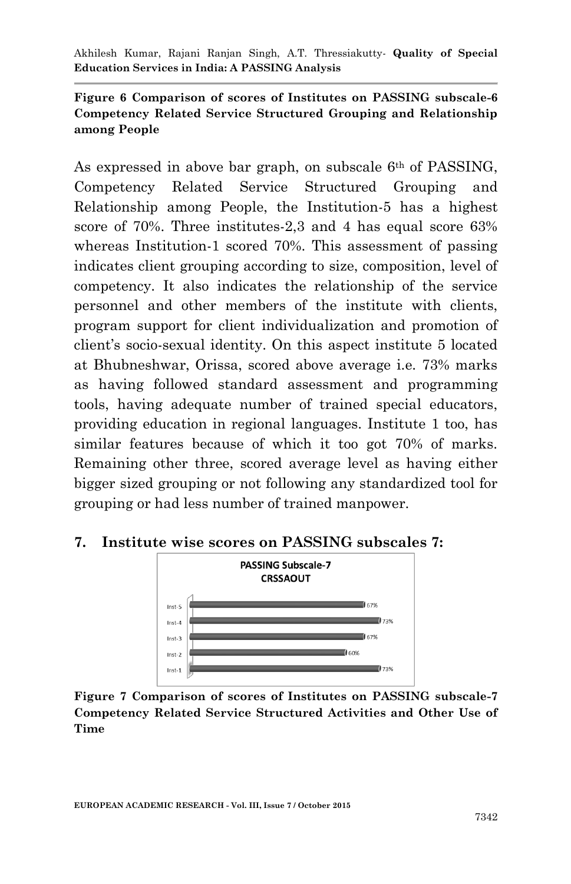**Figure 6 Comparison of scores of Institutes on PASSING subscale-6 Competency Related Service Structured Grouping and Relationship among People**

As expressed in above bar graph, on subscale 6th of PASSING, Competency Related Service Structured Grouping and Relationship among People, the Institution-5 has a highest score of 70%. Three institutes-2,3 and 4 has equal score 63% whereas Institution-1 scored 70%. This assessment of passing indicates client grouping according to size, composition, level of competency. It also indicates the relationship of the service personnel and other members of the institute with clients, program support for client individualization and promotion of client's socio-sexual identity. On this aspect institute 5 located at Bhubneshwar, Orissa, scored above average i.e. 73% marks as having followed standard assessment and programming tools, having adequate number of trained special educators, providing education in regional languages. Institute 1 too, has similar features because of which it too got 70% of marks. Remaining other three, scored average level as having either bigger sized grouping or not following any standardized tool for grouping or had less number of trained manpower.

## 7. Institute wise scores on PASSING subscales 7:

**PASSING Subscale-7 CRSSAOUT**

| Institute | Score |
|---|---|
| Inst-5 | 67% |
| Inst-4 | 73% |
| Inst-3 | 67% |
| Inst-2 | 60% |
| Inst-1 | 73% |

**Figure 7 Comparison of scores of Institutes on PASSING subscale-7 Competency Related Service Structured Activities and Other Use of Time**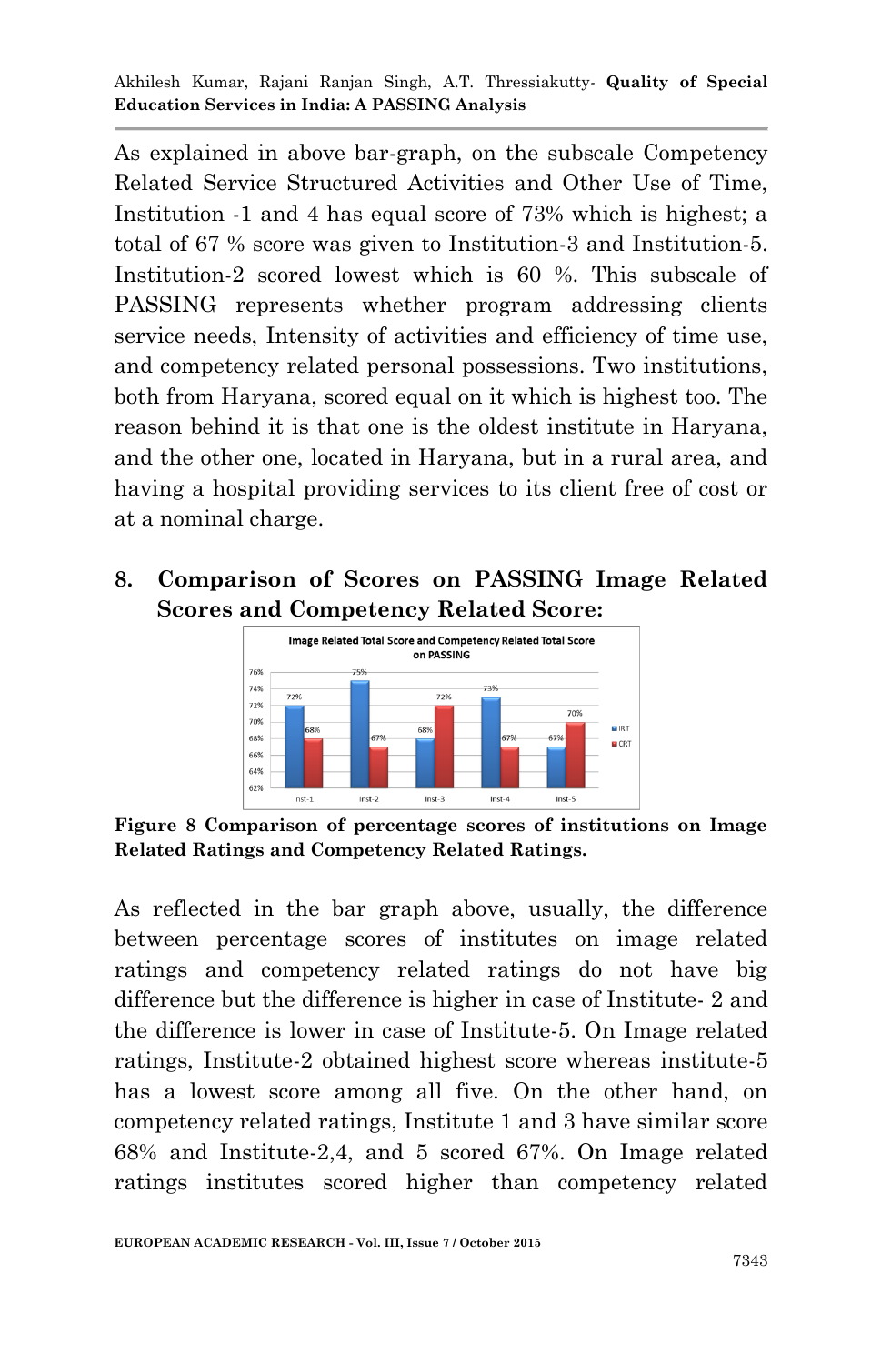As explained in above bar-graph, on the subscale Competency Related Service Structured Activities and Other Use of Time, Institution -1 and 4 has equal score of 73% which is highest; a total of 67 % score was given to Institution-3 and Institution-5. Institution-2 scored lowest which is 60 %. This subscale of PASSING represents whether program addressing clients service needs, Intensity of activities and efficiency of time use, and competency related personal possessions. Two institutions, both from Haryana, scored equal on it which is highest too. The reason behind it is that one is the oldest institute in Haryana, and the other one, located in Haryana, but in a rural area, and having a hospital providing services to its client free of cost or at a nominal charge.

## 8. Comparison of Scores on PASSING Image Related Scores and Competency Related Score:

**Figure 8 Comparison of percentage scores of institutions on Image Related Ratings and Competency Related Ratings.**

As reflected in the bar graph above, usually, the difference between percentage scores of institutes on image related ratings and competency related ratings do not have big difference but the difference is higher in case of Institute- 2 and the difference is lower in case of Institute-5. On Image related ratings, Institute-2 obtained highest score whereas institute-5 has a lowest score among all five. On the other hand, on competency related ratings, Institute 1 and 3 have similar score 68% and Institute-2,4, and 5 scored 67%. On Image related ratings institutes scored higher than competency related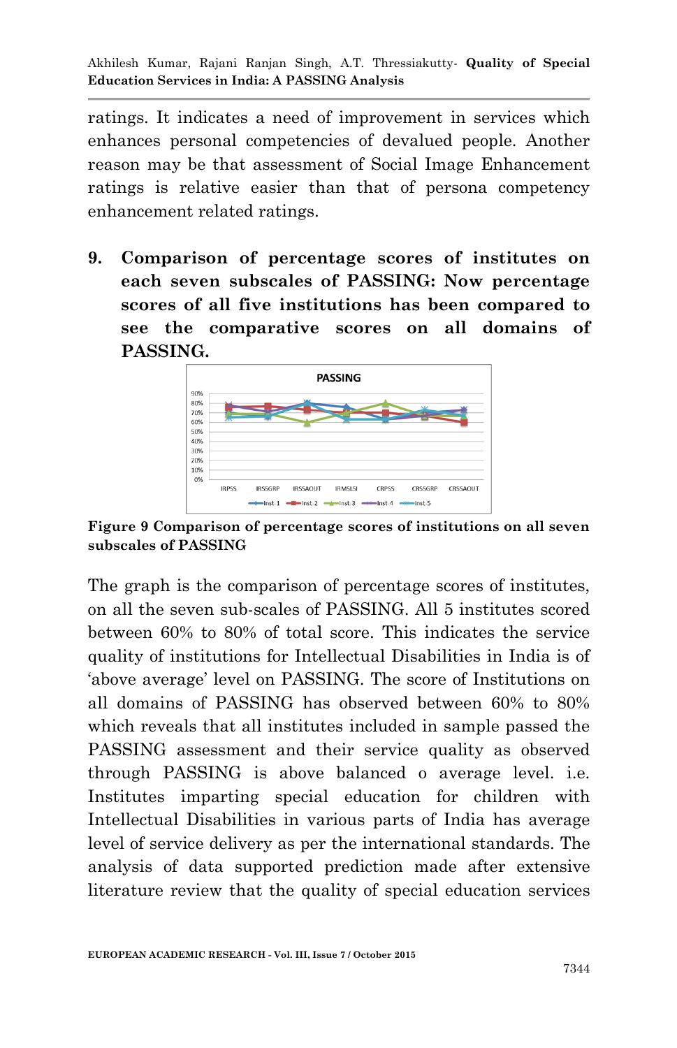ratings. It indicates a need of improvement in services which enhances personal competencies of devalued people. Another reason may be that assessment of Social Image Enhancement ratings is relative easier than that of persona competency enhancement related ratings.

9. **Comparison of percentage scores of institutes on each seven subscales of PASSING: Now percentage scores of all five institutions has been compared to see the comparative scores on all domains of PASSING.**

**Figure 9 Comparison of percentage scores of institutions on all seven subscales of PASSING**

The graph is the comparison of percentage scores of institutes, on all the seven sub-scales of PASSING. All 5 institutes scored between 60% to 80% of total score. This indicates the service quality of institutions for Intellectual Disabilities in India is of 'above average' level on PASSING. The score of Institutions on all domains of PASSING has observed between 60% to 80% which reveals that all institutes included in sample passed the PASSING assessment and their service quality as observed through PASSING is above balanced o average level. i.e. Institutes imparting special education for children with Intellectual Disabilities in various parts of India has average level of service delivery as per the international standards. The analysis of data supported prediction made after extensive literature review that the quality of special education services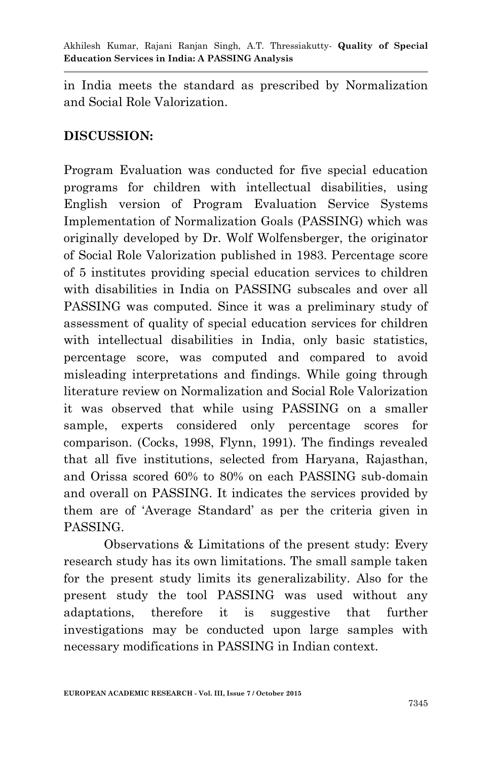in India meets the standard as prescribed by Normalization and Social Role Valorization.

## DISCUSSION:

Program Evaluation was conducted for five special education programs for children with intellectual disabilities, using English version of Program Evaluation Service Systems Implementation of Normalization Goals (PASSING) which was originally developed by Dr. Wolf Wolfensberger, the originator of Social Role Valorization published in 1983. Percentage score of 5 institutes providing special education services to children with disabilities in India on PASSING subscales and over all PASSING was computed. Since it was a preliminary study of assessment of quality of special education services for children with intellectual disabilities in India, only basic statistics, percentage score, was computed and compared to avoid misleading interpretations and findings. While going through literature review on Normalization and Social Role Valorization it was observed that while using PASSING on a smaller sample, experts considered only percentage scores for comparison. (Cocks, 1998, Flynn, 1991). The findings revealed that all five institutions, selected from Haryana, Rajasthan, and Orissa scored 60% to 80% on each PASSING sub-domain and overall on PASSING. It indicates the services provided by them are of 'Average Standard' as per the criteria given in PASSING.

Observations & Limitations of the present study: Every research study has its own limitations. The small sample taken for the present study limits its generalizability. Also for the present study the tool PASSING was used without any adaptations, therefore it is suggestive that further investigations may be conducted upon large samples with necessary modifications in PASSING in Indian context.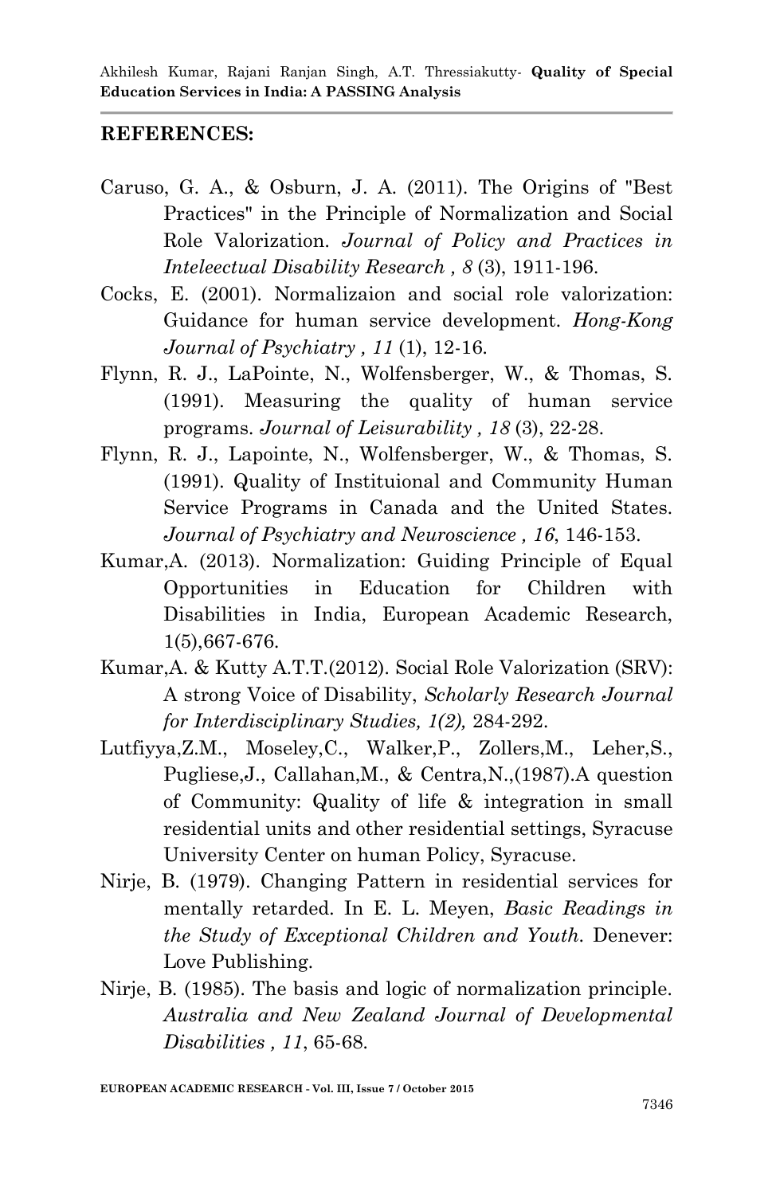## REFERENCES:

Caruso, G. A., & Osburn, J. A. (2011). The Origins of "Best Practices" in the Principle of Normalization and Social Role Valorization. *Journal of Policy and Practices in Inteleectual Disability Research , 8* (3), 1911-196.

Cocks, E. (2001). Normalizaion and social role valorization: Guidance for human service development. *Hong-Kong Journal of Psychiatry , 11* (1), 12-16.

Flynn, R. J., LaPointe, N., Wolfensberger, W., & Thomas, S. (1991). Measuring the quality of human service programs. *Journal of Leisurability , 18* (3), 22-28.

Flynn, R. J., Lapointe, N., Wolfensberger, W., & Thomas, S. (1991). Quality of Instituional and Community Human Service Programs in Canada and the United States. *Journal of Psychiatry and Neuroscience , 16*, 146-153.

Kumar,A. (2013). Normalization: Guiding Principle of Equal Opportunities in Education for Children with Disabilities in India, European Academic Research, 1(5),667-676.

Kumar,A. & Kutty A.T.T.(2012). Social Role Valorization (SRV): A strong Voice of Disability, *Scholarly Research Journal for Interdisciplinary Studies, 1(2),* 284-292.

Lutfiyya,Z.M., Moseley,C., Walker,P., Zollers,M., Leher,S., Pugliese,J., Callahan,M., & Centra,N.,(1987).A question of Community: Quality of life & integration in small residential units and other residential settings, Syracuse University Center on human Policy, Syracuse.

Nirje, B. (1979). Changing Pattern in residential services for mentally retarded. In E. L. Meyen, *Basic Readings in the Study of Exceptional Children and Youth*. Denever: Love Publishing.

Nirje, B. (1985). The basis and logic of normalization principle. *Australia and New Zealand Journal of Developmental Disabilities , 11*, 65-68.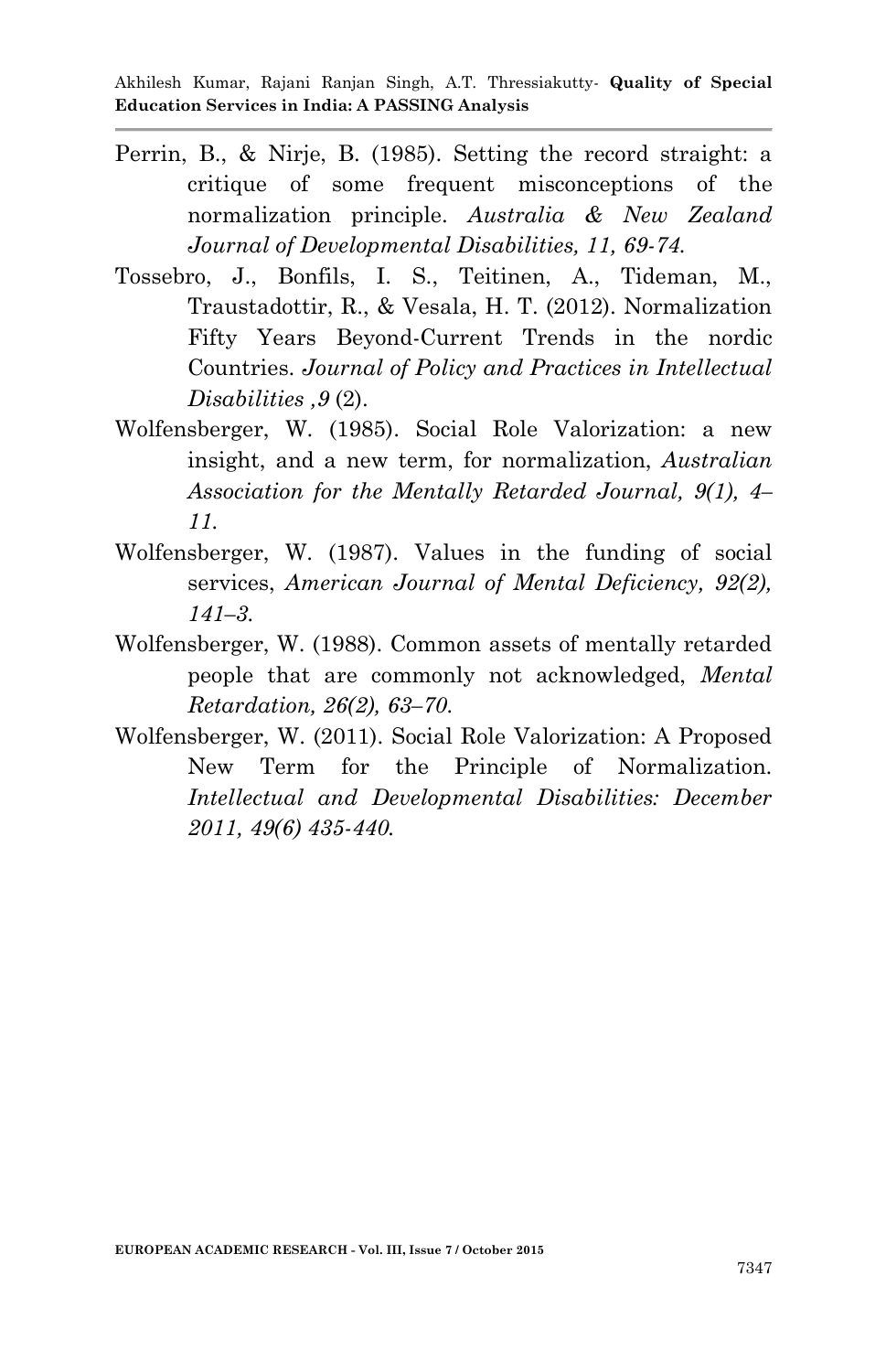Perrin, B., & Nirje, B. (1985). Setting the record straight: a critique of some frequent misconceptions of the normalization principle. *Australia & New Zealand Journal of Developmental Disabilities, 11, 69-74.*

Tossebro, J., Bonfils, I. S., Teitinen, A., Tideman, M., Traustadottir, R., & Vesala, H. T. (2012). Normalization Fifty Years Beyond-Current Trends in the nordic Countries. *Journal of Policy and Practices in Intellectual Disabilities ,9* (2).

Wolfensberger, W. (1985). Social Role Valorization: a new insight, and a new term, for normalization, *Australian Association for the Mentally Retarded Journal, 9(1), 4–11.*

Wolfensberger, W. (1987). Values in the funding of social services, *American Journal of Mental Deficiency, 92(2), 141–3.*

Wolfensberger, W. (1988). Common assets of mentally retarded people that are commonly not acknowledged, *Mental Retardation, 26(2), 63–70.*

Wolfensberger, W. (2011). Social Role Valorization: A Proposed New Term for the Principle of Normalization. *Intellectual and Developmental Disabilities: December 2011, 49(6) 435-440.*